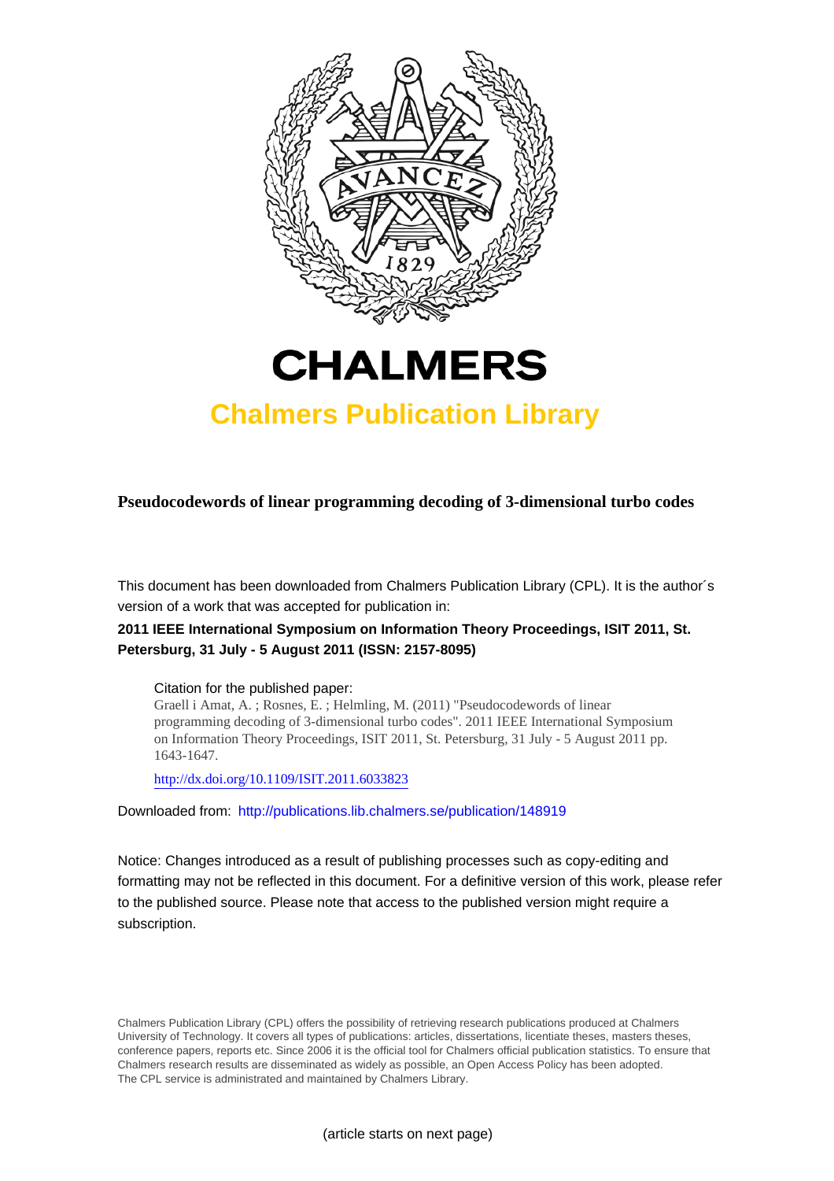# CHALMERS

## Chalmers Publication Library

**Pseudocodewords of linear programming decoding of 3-dimensional turbo codes**

This document has been downloaded from Chalmers Publication Library (CPL). It is the author´s version of a work that was accepted for publication in:

**2011 IEEE International Symposium on Information Theory Proceedings, ISIT 2011, St. Petersburg, 31 July - 5 August 2011 (ISSN: 2157-8095)**

Citation for the published paper:
Graell i Amat, A. ; Rosnes, E. ; Helmling, M. (2011) "Pseudocodewords of linear programming decoding of 3-dimensional turbo codes". 2011 IEEE International Symposium on Information Theory Proceedings, ISIT 2011, St. Petersburg, 31 July - 5 August 2011 pp. 1643-1647.

http://dx.doi.org/10.1109/ISIT.2011.6033823

Downloaded from: http://publications.lib.chalmers.se/publication/148919

Notice: Changes introduced as a result of publishing processes such as copy-editing and formatting may not be reflected in this document. For a definitive version of this work, please refer to the published source. Please note that access to the published version might require a subscription.

Chalmers Publication Library (CPL) offers the possibility of retrieving research publications produced at Chalmers University of Technology. It covers all types of publications: articles, dissertations, licentiate theses, masters theses, conference papers, reports etc. Since 2006 it is the official tool for Chalmers official publication statistics. To ensure that Chalmers research results are disseminated as widely as possible, an Open Access Policy has been adopted. The CPL service is administrated and maintained by Chalmers Library.

(article starts on next page)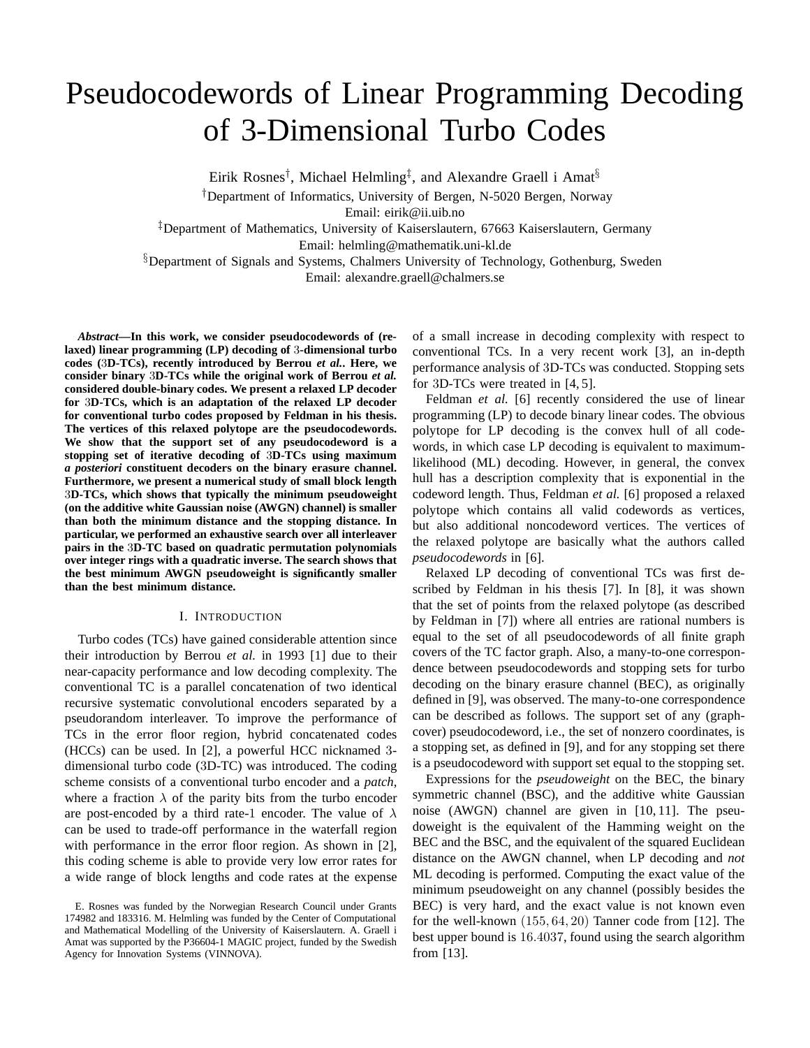# Pseudocodewords of Linear Programming Decoding of 3-Dimensional Turbo Codes

Eirik Rosnes[†], Michael Helmling[‡], and Alexandre Graell i Amat[§]

[†]Department of Informatics, University of Bergen, N-5020 Bergen, Norway
Email: eirik@ii.uib.no

[‡]Department of Mathematics, University of Kaiserslautern, 67663 Kaiserslautern, Germany
Email: helmling@mathematik.uni-kl.de

[§]Department of Signals and Systems, Chalmers University of Technology, Gothenburg, Sweden
Email: alexandre.graell@chalmers.se

***Abstract*—In this work, we consider pseudocodewords of (relaxed) linear programming (LP) decoding of $3$-dimensional turbo codes ($3$D-TCs), recently introduced by Berrou *et al.*. Here, we consider binary $3$D-TCs while the original work of Berrou *et al.* considered double-binary codes. We present a relaxed LP decoder for $3$D-TCs, which is an adaptation of the relaxed LP decoder for conventional turbo codes proposed by Feldman in his thesis. The vertices of this relaxed polytope are the pseudocodewords. We show that the support set of any pseudocodeword is a stopping set of iterative decoding of $3$D-TCs using maximum *a posteriori* constituent decoders on the binary erasure channel. Furthermore, we present a numerical study of small block length $3$D-TCs, which shows that typically the minimum pseudoweight (on the additive white Gaussian noise (AWGN) channel) is smaller than both the minimum distance and the stopping distance. In particular, we performed an exhaustive search over all interleaver pairs in the $3$D-TC based on quadratic permutation polynomials over integer rings with a quadratic inverse. The search shows that the best minimum AWGN pseudoweight is significantly smaller than the best minimum distance.**

## I. Introduction

Turbo codes (TCs) have gained considerable attention since their introduction by Berrou *et al.* in 1993 [1] due to their near-capacity performance and low decoding complexity. The conventional TC is a parallel concatenation of two identical recursive systematic convolutional encoders separated by a pseudorandom interleaver. To improve the performance of TCs in the error floor region, hybrid concatenated codes (HCCs) can be used. In [2], a powerful HCC nicknamed $3$-dimensional turbo code ($3$D-TC) was introduced. The coding scheme consists of a conventional turbo encoder and a *patch*, where a fraction $\lambda$ of the parity bits from the turbo encoder are post-encoded by a third rate-1 encoder. The value of $\lambda$ can be used to trade-off performance in the waterfall region with performance in the error floor region. As shown in [2], this coding scheme is able to provide very low error rates for a wide range of block lengths and code rates at the expense of a small increase in decoding complexity with respect to conventional TCs. In a very recent work [3], an in-depth performance analysis of $3$D-TCs was conducted. Stopping sets for $3$D-TCs were treated in [4, 5].

Feldman *et al.* [6] recently considered the use of linear programming (LP) to decode binary linear codes. The obvious polytope for LP decoding is the convex hull of all codewords, in which case LP decoding is equivalent to maximum-likelihood (ML) decoding. However, in general, the convex hull has a description complexity that is exponential in the codeword length. Thus, Feldman *et al.* [6] proposed a relaxed polytope which contains all valid codewords as vertices, but also additional noncodeword vertices. The vertices of the relaxed polytope are basically what the authors called *pseudocodewords* in [6].

Relaxed LP decoding of conventional TCs was first described by Feldman in his thesis [7]. In [8], it was shown that the set of points from the relaxed polytope (as described by Feldman in [7]) where all entries are rational numbers is equal to the set of all pseudocodewords of all finite graph covers of the TC factor graph. Also, a many-to-one correspondence between pseudocodewords and stopping sets for turbo decoding on the binary erasure channel (BEC), as originally defined in [9], was observed. The many-to-one correspondence can be described as follows. The support set of any (graph-cover) pseudocodeword, i.e., the set of nonzero coordinates, is a stopping set, as defined in [9], and for any stopping set there is a pseudocodeword with support set equal to the stopping set.

Expressions for the *pseudoweight* on the BEC, the binary symmetric channel (BSC), and the additive white Gaussian noise (AWGN) channel are given in [10, 11]. The pseudoweight is the equivalent of the Hamming weight on the BEC and the BSC, and the equivalent of the squared Euclidean distance on the AWGN channel, when LP decoding and *not* ML decoding is performed. Computing the exact value of the minimum pseudoweight on any channel (possibly besides the BEC) is very hard, and the exact value is not known even for the well-known $(155, 64, 20)$ Tanner code from [12]. The best upper bound is $16.4037$, found using the search algorithm from [13].

E. Rosnes was funded by the Norwegian Research Council under Grants 174982 and 183316. M. Helmling was funded by the Center of Computational and Mathematical Modelling of the University of Kaiserslautern. A. Graell i Amat was supported by the P36604-1 MAGIC project, funded by the Swedish Agency for Innovation Systems (VINNOVA).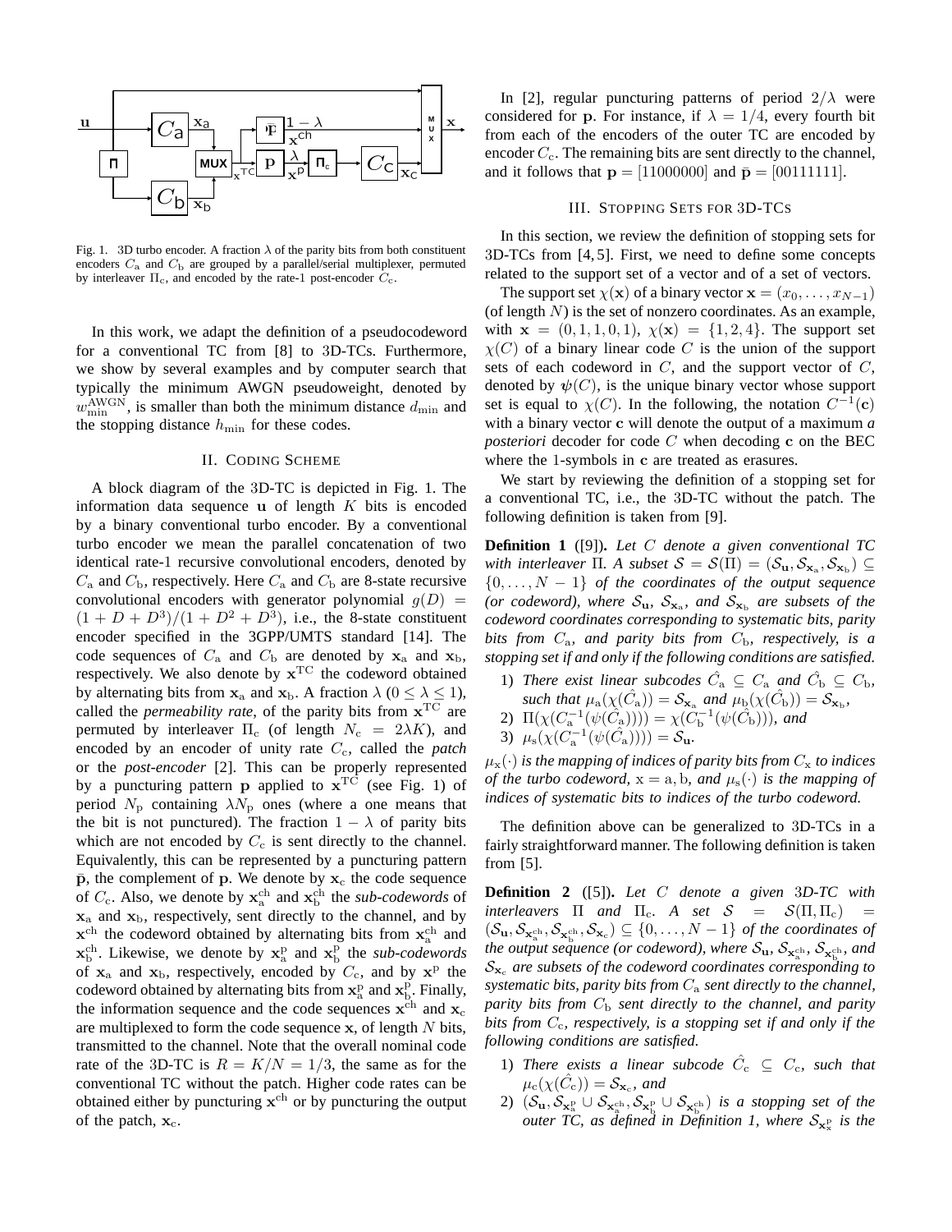Fig. 1. 3D turbo encoder. A fraction $\lambda$ of the parity bits from both constituent encoders $C_{\rm a}$ and $C_{\rm b}$ are grouped by a parallel/serial multiplexer, permuted by interleaver $\Pi_{\rm c}$, and encoded by the rate-1 post-encoder $C_{\rm c}$.

In this work, we adapt the definition of a pseudocodeword for a conventional TC from [8] to 3D-TCs. Furthermore, we show by several examples and by computer search that typically the minimum AWGN pseudoweight, denoted by $w_{\min}^{\rm AWGN}$, is smaller than both the minimum distance $d_{\min}$ and the stopping distance $h_{\min}$ for these codes.

## II. Coding Scheme

A block diagram of the 3D-TC is depicted in Fig. 1. The information data sequence $\mathbf{u}$ of length $K$ bits is encoded by a binary conventional turbo encoder. By a conventional turbo encoder we mean the parallel concatenation of two identical rate-1 recursive convolutional encoders, denoted by $C_{\rm a}$ and $C_{\rm b}$, respectively. Here $C_{\rm a}$ and $C_{\rm b}$ are 8-state recursive convolutional encoders with generator polynomial $g(D) = (1+D+D^3)/(1+D^2+D^3)$, i.e., the 8-state constituent encoder specified in the 3GPP/UMTS standard [14]. The code sequences of $C_{\rm a}$ and $C_{\rm b}$ are denoted by $\mathbf{x}_{\rm a}$ and $\mathbf{x}_{\rm b}$, respectively. We also denote by $\mathbf{x}^{\rm TC}$ the codeword obtained by alternating bits from $\mathbf{x}_{\rm a}$ and $\mathbf{x}_{\rm b}$. A fraction $\lambda$ $(0 \le \lambda \le 1)$, called the *permeability rate*, of the parity bits from $\mathbf{x}^{\rm TC}$ are permuted by interleaver $\Pi_{\rm c}$ (of length $N_{\rm c} = 2\lambda K$), and encoded by an encoder of unity rate $C_{\rm c}$, called the *patch* or the *post-encoder* [2]. This can be properly represented by a puncturing pattern $\mathbf{p}$ applied to $\mathbf{x}^{\rm TC}$ (see Fig. 1) of period $N_{\rm p}$ containing $\lambda N_{\rm p}$ ones (where a one means that the bit is not punctured). The fraction $1-\lambda$ of parity bits which are not encoded by $C_{\rm c}$ is sent directly to the channel. Equivalently, this can be represented by a puncturing pattern $\bar{\mathbf{p}}$, the complement of $\mathbf{p}$. We denote by $\mathbf{x}_{\rm c}$ the code sequence of $C_{\rm c}$. Also, we denote by $\mathbf{x}_{\rm a}^{\rm ch}$ and $\mathbf{x}_{\rm b}^{\rm ch}$ the *sub-codewords* of $\mathbf{x}_{\rm a}$ and $\mathbf{x}_{\rm b}$, respectively, sent directly to the channel, and by $\mathbf{x}^{\rm ch}$ the codeword obtained by alternating bits from $\mathbf{x}_{\rm a}^{\rm ch}$ and $\mathbf{x}_{\rm b}^{\rm ch}$. Likewise, we denote by $\mathbf{x}_{\rm a}^{\rm p}$ and $\mathbf{x}_{\rm b}^{\rm p}$ the *sub-codewords* of $\mathbf{x}_{\rm a}$ and $\mathbf{x}_{\rm b}$, respectively, encoded by $C_{\rm c}$, and by $\mathbf{x}^{\rm p}$ the codeword obtained by alternating bits from $\mathbf{x}_{\rm a}^{\rm p}$ and $\mathbf{x}_{\rm b}^{\rm p}$. Finally, the information sequence and the code sequences $\mathbf{x}^{\rm ch}$ and $\mathbf{x}_{\rm c}$ are multiplexed to form the code sequence $\mathbf{x}$, of length $N$ bits, transmitted to the channel. Note that the overall nominal code rate of the 3D-TC is $R = K/N = 1/3$, the same as for the conventional TC without the patch. Higher code rates can be obtained either by puncturing $\mathbf{x}^{\rm ch}$ or by puncturing the output of the patch, $\mathbf{x}_{\rm c}$.

In [2], regular puncturing patterns of period $2/\lambda$ were considered for $\mathbf{p}$. For instance, if $\lambda = 1/4$, every fourth bit from each of the encoders of the outer TC are encoded by encoder $C_{\rm c}$. The remaining bits are sent directly to the channel, and it follows that $\mathbf{p} = [11000000]$ and $\bar{\mathbf{p}} = [00111111]$.

## III. Stopping Sets for 3D-TCs

In this section, we review the definition of stopping sets for 3D-TCs from [4, 5]. First, we need to define some concepts related to the support set of a vector and of a set of vectors.

The support set $\chi(\mathbf{x})$ of a binary vector $\mathbf{x} = (x_0, \dots, x_{N-1})$ (of length $N$) is the set of nonzero coordinates. As an example, with $\mathbf{x} = (0,1,1,0,1)$, $\chi(\mathbf{x}) = \{1,2,4\}$. The support set $\chi(C)$ of a binary linear code $C$ is the union of the support sets of each codeword in $C$, and the support vector of $C$, denoted by $\boldsymbol{\psi}(C)$, is the unique binary vector whose support set is equal to $\chi(C)$. In the following, the notation $C^{-1}(\mathbf{c})$ with a binary vector $\mathbf{c}$ will denote the output of a maximum *a posteriori* decoder for code $C$ when decoding $\mathbf{c}$ on the BEC where the 1-symbols in $\mathbf{c}$ are treated as erasures.

We start by reviewing the definition of a stopping set for a conventional TC, i.e., the 3D-TC without the patch. The following definition is taken from [9].

**Definition 1** ([9]). *Let $C$ denote a given conventional TC with interleaver $\Pi$. A subset $\mathcal{S} = \mathcal{S}(\Pi) = (\mathcal{S}_{\mathbf{u}}, \mathcal{S}_{\mathbf{x}_{\rm a}}, \mathcal{S}_{\mathbf{x}_{\rm b}}) \subseteq \{0, \dots, N-1\}$ of the coordinates of the output sequence (or codeword), where $\mathcal{S}_{\mathbf{u}}$, $\mathcal{S}_{\mathbf{x}_{\rm a}}$, and $\mathcal{S}_{\mathbf{x}_{\rm b}}$ are subsets of the codeword coordinates corresponding to systematic bits, parity bits from $C_{\rm a}$, and parity bits from $C_{\rm b}$, respectively, is a stopping set if and only if the following conditions are satisfied.*

1) *There exist linear subcodes $\hat{C}_{\rm a} \subseteq C_{\rm a}$ and $\hat{C}_{\rm b} \subseteq C_{\rm b}$, such that $\mu_{\rm a}(\chi(\hat{C}_{\rm a})) = \mathcal{S}_{\mathbf{x}_{\rm a}}$ and $\mu_{\rm b}(\chi(\hat{C}_{\rm b})) = \mathcal{S}_{\mathbf{x}_{\rm b}}$,*
2) *$\Pi(\chi(C_{\rm a}^{-1}(\psi(\hat{C}_{\rm a})))) = \chi(C_{\rm b}^{-1}(\psi(\hat{C}_{\rm b})))$, and*
3) *$\mu_{\rm s}(\chi(C_{\rm a}^{-1}(\psi(\hat{C}_{\rm a})))) = \mathcal{S}_{\mathbf{u}}$.*

*$\mu_{\rm x}(\cdot)$ is the mapping of indices of parity bits from $C_{\rm x}$ to indices of the turbo codeword, ${\rm x} = {\rm a}, {\rm b}$, and $\mu_{\rm s}(\cdot)$ is the mapping of indices of systematic bits to indices of the turbo codeword.*

The definition above can be generalized to 3D-TCs in a fairly straightforward manner. The following definition is taken from [5].

**Definition 2** ([5]). *Let $C$ denote a given 3D-TC with interleavers $\Pi$ and $\Pi_{\rm c}$. A set $\mathcal{S} = \mathcal{S}(\Pi, \Pi_{\rm c}) = (\mathcal{S}_{\mathbf{u}}, \mathcal{S}_{\mathbf{x}_{\rm a}^{\rm ch}}, \mathcal{S}_{\mathbf{x}_{\rm b}^{\rm ch}}, \mathcal{S}_{\mathbf{x}_{\rm c}}) \subseteq \{0, \dots, N-1\}$ of the coordinates of the output sequence (or codeword), where $\mathcal{S}_{\mathbf{u}}$, $\mathcal{S}_{\mathbf{x}_{\rm a}^{\rm ch}}$, $\mathcal{S}_{\mathbf{x}_{\rm b}^{\rm ch}}$, and $\mathcal{S}_{\mathbf{x}_{\rm c}}$ are subsets of the codeword coordinates corresponding to systematic bits, parity bits from $C_{\rm a}$ sent directly to the channel, parity bits from $C_{\rm b}$ sent directly to the channel, and parity bits from $C_{\rm c}$, respectively, is a stopping set if and only if the following conditions are satisfied.*

1) *There exists a linear subcode $\hat{C}_{\rm c} \subseteq C_{\rm c}$, such that $\mu_{\rm c}(\chi(\hat{C}_{\rm c})) = \mathcal{S}_{\mathbf{x}_{\rm c}}$, and*
2) *$(\mathcal{S}_{\mathbf{u}}, \mathcal{S}_{\mathbf{x}_{\rm a}^{\rm p}} \cup \mathcal{S}_{\mathbf{x}_{\rm a}^{\rm ch}}, \mathcal{S}_{\mathbf{x}_{\rm b}^{\rm p}} \cup \mathcal{S}_{\mathbf{x}_{\rm b}^{\rm ch}})$ is a stopping set of the outer TC, as defined in Definition 1, where $\mathcal{S}_{\mathbf{x}_{\rm x}^{\rm p}}$ is the*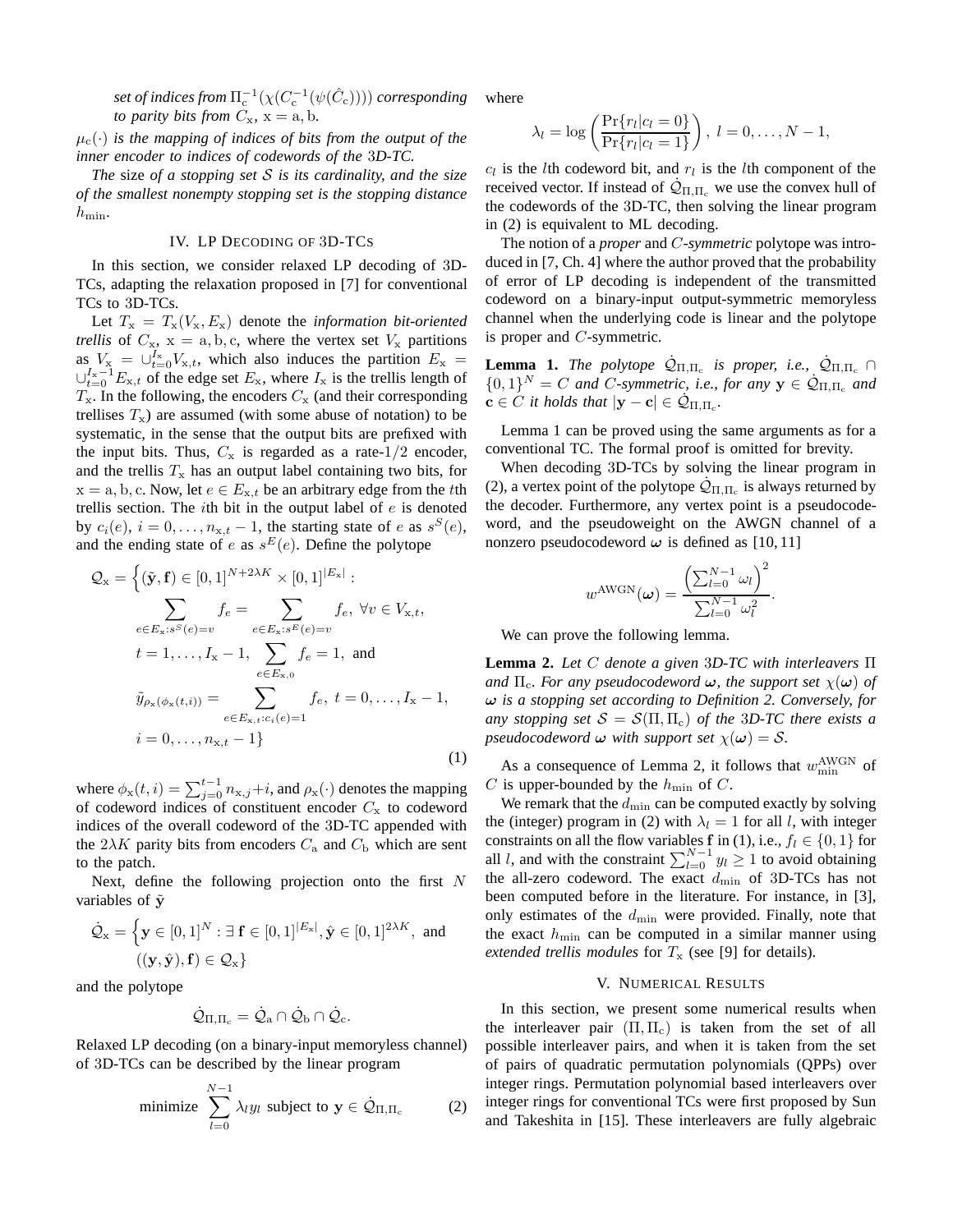*set of indices from $\Pi_{\rm c}^{-1}(\chi(C_{\rm c}^{-1}(\psi(\hat{C}_{\rm c}))))$ corresponding to parity bits from $C_{\rm x}$, $\rm x = a, b$.*

*$\mu_{\rm c}(\cdot)$ is the mapping of indices of bits from the output of the inner encoder to indices of codewords of the 3D-TC.*

*The* size *of a stopping set $\mathcal{S}$ is its cardinality, and the size of the smallest nonempty stopping set is the stopping distance $h_{\min}$.*

## IV. LP Decoding of 3D-TCs

In this section, we consider relaxed LP decoding of 3D-TCs, adapting the relaxation proposed in [7] for conventional TCs to 3D-TCs.

Let $T_{\rm x} = T_{\rm x}(V_{\rm x}, E_{\rm x})$ denote the *information bit-oriented trellis* of $C_{\rm x}$, $\rm x = a, b, c$, where the vertex set $V_{\rm x}$ partitions as $V_{\rm x} = \cup_{t=0}^{I_{\rm x}} V_{{\rm x},t}$, which also induces the partition $E_{\rm x} = \cup_{t=0}^{I_{\rm x}-1} E_{{\rm x},t}$ of the edge set $E_{\rm x}$, where $I_{\rm x}$ is the trellis length of $T_{\rm x}$. In the following, the encoders $C_{\rm x}$ (and their corresponding trellises $T_{\rm x}$) are assumed (with some abuse of notation) to be systematic, in the sense that the output bits are prefixed with the input bits. Thus, $C_{\rm x}$ is regarded as a rate-$1/2$ encoder, and the trellis $T_{\rm x}$ has an output label containing two bits, for $\rm x = a, b, c$. Now, let $e \in E_{{\rm x},t}$ be an arbitrary edge from the $t$th trellis section. The $i$th bit in the output label of $e$ is denoted by $c_i(e)$, $i = 0, \dots, n_{{\rm x},t} - 1$, the starting state of $e$ as $s^S(e)$, and the ending state of $e$ as $s^E(e)$. Define the polytope

$$
\begin{aligned}
\mathcal{Q}_{\rm x} = \Big\{ (\tilde{\mathbf{y}}, \mathbf{f}) \in [0,1]^{N+2\lambda K} \times [0,1]^{|E_{\rm x}|} :& \\
\sum_{e \in E_{\rm x}: s^S(e) = v} f_e = \sum_{e \in E_{\rm x}: s^E(e) = v} f_e,\ \forall v \in V_{{\rm x},t},& \\
t = 1, \dots, I_{\rm x} - 1,\ \sum_{e \in E_{{\rm x},0}} f_e = 1, \text{ and}& \\
\tilde{y}_{\rho_{\rm x}(\phi_{\rm x}(t,i))} = \sum_{e \in E_{{\rm x},t}: c_i(e) = 1} f_e,\ t = 0, \dots, I_{\rm x} - 1,& \\
i = 0, \dots, n_{{\rm x},t} - 1 \Big\}&
\end{aligned} \tag{1}
$$

where $\phi_{\rm x}(t,i) = \sum_{j=0}^{t-1} n_{{\rm x},j} + i$, and $\rho_{\rm x}(\cdot)$ denotes the mapping of codeword indices of constituent encoder $C_{\rm x}$ to codeword indices of the overall codeword of the 3D-TC appended with the $2\lambda K$ parity bits from encoders $C_{\rm a}$ and $C_{\rm b}$ which are sent to the patch.

Next, define the following projection onto the first $N$ variables of $\tilde{\mathbf{y}}$

$$
\dot{\mathcal{Q}}_{\rm x} = \Big\{ \mathbf{y} \in [0,1]^N : \exists\, \mathbf{f} \in [0,1]^{|E_{\rm x}|}, \hat{\mathbf{y}} \in [0,1]^{2\lambda K}, \text{ and } ((\mathbf{y}, \hat{\mathbf{y}}), \mathbf{f}) \in \mathcal{Q}_{\rm x} \Big\}
$$

and the polytope

$$
\dot{\mathcal{Q}}_{\Pi,\Pi_{\rm c}} = \dot{\mathcal{Q}}_{\rm a} \cap \dot{\mathcal{Q}}_{\rm b} \cap \dot{\mathcal{Q}}_{\rm c}.
$$

Relaxed LP decoding (on a binary-input memoryless channel) of 3D-TCs can be described by the linear program

$$
\text{minimize } \sum_{l=0}^{N-1} \lambda_l y_l \text{ subject to } \mathbf{y} \in \dot{\mathcal{Q}}_{\Pi,\Pi_{\rm c}} \tag{2}
$$

where

$$
\lambda_l = \log\left( \frac{\Pr\{r_l | c_l = 0\}}{\Pr\{r_l | c_l = 1\}} \right),\ l = 0, \dots, N-1,
$$

$c_l$ is the $l$th codeword bit, and $r_l$ is the $l$th component of the received vector. If instead of $\dot{\mathcal{Q}}_{\Pi,\Pi_{\rm c}}$ we use the convex hull of the codewords of the 3D-TC, then solving the linear program in (2) is equivalent to ML decoding.

The notion of a *proper* and *C-symmetric* polytope was introduced in [7, Ch. 4] where the author proved that the probability of error of LP decoding is independent of the transmitted codeword on a binary-input output-symmetric memoryless channel when the underlying code is linear and the polytope is proper and $C$-symmetric.

**Lemma 1.** *The polytope $\dot{\mathcal{Q}}_{\Pi,\Pi_{\rm c}}$ is proper, i.e., $\dot{\mathcal{Q}}_{\Pi,\Pi_{\rm c}} \cap \{0,1\}^N = C$ and $C$-symmetric, i.e., for any $\mathbf{y} \in \dot{\mathcal{Q}}_{\Pi,\Pi_{\rm c}}$ and $\mathbf{c} \in C$ it holds that $|\mathbf{y} - \mathbf{c}| \in \dot{\mathcal{Q}}_{\Pi,\Pi_{\rm c}}$.*

Lemma 1 can be proved using the same arguments as for a conventional TC. The formal proof is omitted for brevity.

When decoding 3D-TCs by solving the linear program in (2), a vertex point of the polytope $\dot{\mathcal{Q}}_{\Pi,\Pi_{\rm c}}$ is always returned by the decoder. Furthermore, any vertex point is a pseudocodeword, and the pseudoweight on the AWGN channel of a nonzero pseudocodeword $\boldsymbol{\omega}$ is defined as [10, 11]

$$
w^{\rm AWGN}(\boldsymbol{\omega}) = \frac{\left( \sum_{l=0}^{N-1} \omega_l \right)^2}{\sum_{l=0}^{N-1} \omega_l^2}.
$$

We can prove the following lemma.

**Lemma 2.** *Let $C$ denote a given 3D-TC with interleavers $\Pi$ and $\Pi_{\rm c}$. For any pseudocodeword $\boldsymbol{\omega}$, the support set $\chi(\boldsymbol{\omega})$ of $\boldsymbol{\omega}$ is a stopping set according to Definition 2. Conversely, for any stopping set $\mathcal{S} = \mathcal{S}(\Pi, \Pi_{\rm c})$ of the 3D-TC there exists a pseudocodeword $\boldsymbol{\omega}$ with support set $\chi(\boldsymbol{\omega}) = \mathcal{S}$.*

As a consequence of Lemma 2, it follows that $w_{\min}^{\rm AWGN}$ of $C$ is upper-bounded by the $h_{\min}$ of $C$.

We remark that the $d_{\min}$ can be computed exactly by solving the (integer) program in (2) with $\lambda_l = 1$ for all $l$, with integer constraints on all the flow variables $\mathbf{f}$ in (1), i.e., $f_l \in \{0,1\}$ for all $l$, and with the constraint $\sum_{l=0}^{N-1} y_l \geq 1$ to avoid obtaining the all-zero codeword. The exact $d_{\min}$ of 3D-TCs has not been computed before in the literature. For instance, in [3], only estimates of the $d_{\min}$ were provided. Finally, note that the exact $h_{\min}$ can be computed in a similar manner using *extended trellis modules* for $T_{\rm x}$ (see [9] for details).

## V. Numerical Results

In this section, we present some numerical results when the interleaver pair $(\Pi, \Pi_{\rm c})$ is taken from the set of all possible interleaver pairs, and when it is taken from the set of pairs of quadratic permutation polynomials (QPPs) over integer rings. Permutation polynomial based interleavers over integer rings for conventional TCs were first proposed by Sun and Takeshita in [15]. These interleavers are fully algebraic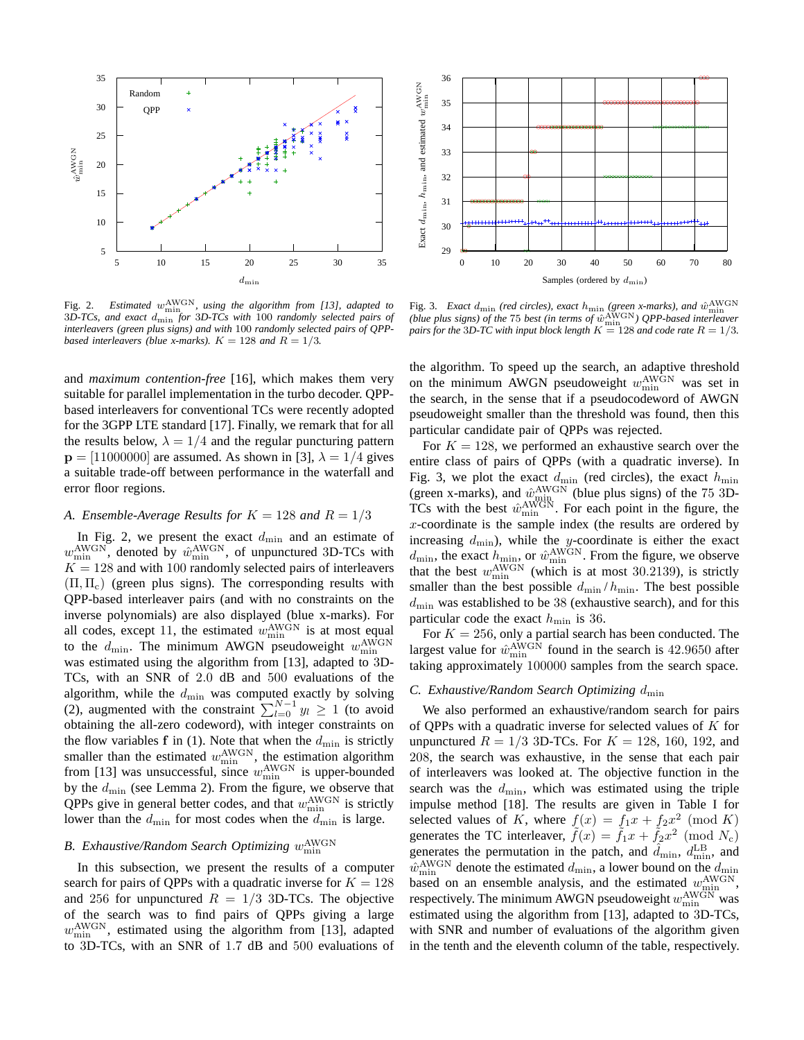Fig. 2. *Estimated $w_{\min}^{\rm AWGN}$, using the algorithm from [13], adapted to 3D-TCs, and exact $d_{\min}$ for 3D-TCs with 100 randomly selected pairs of interleavers (green plus signs) and with 100 randomly selected pairs of QPP-based interleavers (blue x-marks). $K = 128$ and $R = 1/3$.*

Fig. 3. *Exact $d_{\min}$ (red circles), exact $h_{\min}$ (green x-marks), and $\hat{w}_{\min}^{\rm AWGN}$ (blue plus signs) of the 75 best (in terms of $\hat{w}_{\min}^{\rm AWGN}$) QPP-based interleaver pairs for the 3D-TC with input block length $K = 128$ and code rate $R = 1/3$.*

and *maximum contention-free* [16], which makes them very suitable for parallel implementation in the turbo decoder. QPP-based interleavers for conventional TCs were recently adopted for the 3GPP LTE standard [17]. Finally, we remark that for all the results below, $\lambda = 1/4$ and the regular puncturing pattern $\mathbf{p} = [11000000]$ are assumed. As shown in [3], $\lambda = 1/4$ gives a suitable trade-off between performance in the waterfall and error floor regions.

### A. Ensemble-Average Results for $K = 128$ and $R = 1/3$

In Fig. 2, we present the exact $d_{\min}$ and an estimate of $w_{\min}^{\rm AWGN}$, denoted by $\hat{w}_{\min}^{\rm AWGN}$, of unpunctured 3D-TCs with $K = 128$ and with 100 randomly selected pairs of interleavers $(\Pi, \Pi_{\rm c})$ (green plus signs). The corresponding results with QPP-based interleaver pairs (and with no constraints on the inverse polynomials) are also displayed (blue x-marks). For all codes, except 11, the estimated $w_{\min}^{\rm AWGN}$ is at most equal to the $d_{\min}$. The minimum AWGN pseudoweight $w_{\min}^{\rm AWGN}$ was estimated using the algorithm from [13], adapted to 3D-TCs, with an SNR of 2.0 dB and 500 evaluations of the algorithm, while the $d_{\min}$ was computed exactly by solving (2), augmented with the constraint $\sum_{l=0}^{N-1} y_l \geq 1$ (to avoid obtaining the all-zero codeword), with integer constraints on the flow variables $\mathbf{f}$ in (1). Note that when the $d_{\min}$ is strictly smaller than the estimated $w_{\min}^{\rm AWGN}$, the estimation algorithm from [13] was unsuccessful, since $w_{\min}^{\rm AWGN}$ is upper-bounded by the $d_{\min}$ (see Lemma 2). From the figure, we observe that QPPs give in general better codes, and that $w_{\min}^{\rm AWGN}$ is strictly lower than the $d_{\min}$ for most codes when the $d_{\min}$ is large.

### B. Exhaustive/Random Search Optimizing $w_{\min}^{\rm AWGN}$

In this subsection, we present the results of a computer search for pairs of QPPs with a quadratic inverse for $K = 128$ and 256 for unpunctured $R = 1/3$ 3D-TCs. The objective of the search was to find pairs of QPPs giving a large $w_{\min}^{\rm AWGN}$, estimated using the algorithm from [13], adapted to 3D-TCs, with an SNR of 1.7 dB and 500 evaluations of the algorithm. To speed up the search, an adaptive threshold on the minimum AWGN pseudoweight $w_{\min}^{\rm AWGN}$ was set in the search, in the sense that if a pseudocodeword of AWGN pseudoweight smaller than the threshold was found, then this particular candidate pair of QPPs was rejected.

For $K = 128$, we performed an exhaustive search over the entire class of pairs of QPPs (with a quadratic inverse). In Fig. 3, we plot the exact $d_{\min}$ (red circles), the exact $h_{\min}$ (green x-marks), and $\hat{w}_{\min}^{\rm AWGN}$ (blue plus signs) of the 75 3D-TCs with the best $\hat{w}_{\min}^{\rm AWGN}$. For each point in the figure, the $x$-coordinate is the sample index (the results are ordered by increasing $d_{\min}$), while the $y$-coordinate is either the exact $d_{\min}$, the exact $h_{\min}$, or $\hat{w}_{\min}^{\rm AWGN}$. From the figure, we observe that the best $w_{\min}^{\rm AWGN}$ (which is at most 30.2139), is strictly smaller than the best possible $d_{\min} / h_{\min}$. The best possible $d_{\min}$ was established to be 38 (exhaustive search), and for this particular code the exact $h_{\min}$ is 36.

For $K = 256$, only a partial search has been conducted. The largest value for $\hat{w}_{\min}^{\rm AWGN}$ found in the search is 42.9650 after taking approximately 100000 samples from the search space.

### C. Exhaustive/Random Search Optimizing $d_{\min}$

We also performed an exhaustive/random search for pairs of QPPs with a quadratic inverse for selected values of $K$ for unpunctured $R = 1/3$ 3D-TCs. For $K = 128$, 160, 192, and 208, the search was exhaustive, in the sense that each pair of interleavers was looked at. The objective function in the search was the $d_{\min}$, which was estimated using the triple impulse method [18]. The results are given in Table I for selected values of $K$, where $f(x) = f_1 x + f_2 x^2 \pmod{K}$ generates the TC interleaver, $\tilde{f}(x) = \tilde{f}_1 x + \tilde{f}_2 x^2 \pmod{N_{\rm c}}$ generates the permutation in the patch, and $\hat{d}_{\min}$, $d_{\min}^{\rm LB}$, and $\hat{w}_{\min}^{\rm AWGN}$ denote the estimated $d_{\min}$, a lower bound on the $d_{\min}$ based on an ensemble analysis, and the estimated $w_{\min}^{\rm AWGN}$, respectively. The minimum AWGN pseudoweight $w_{\min}^{\rm AWGN}$ was estimated using the algorithm from [13], adapted to 3D-TCs, with SNR and number of evaluations of the algorithm given in the tenth and the eleventh column of the table, respectively.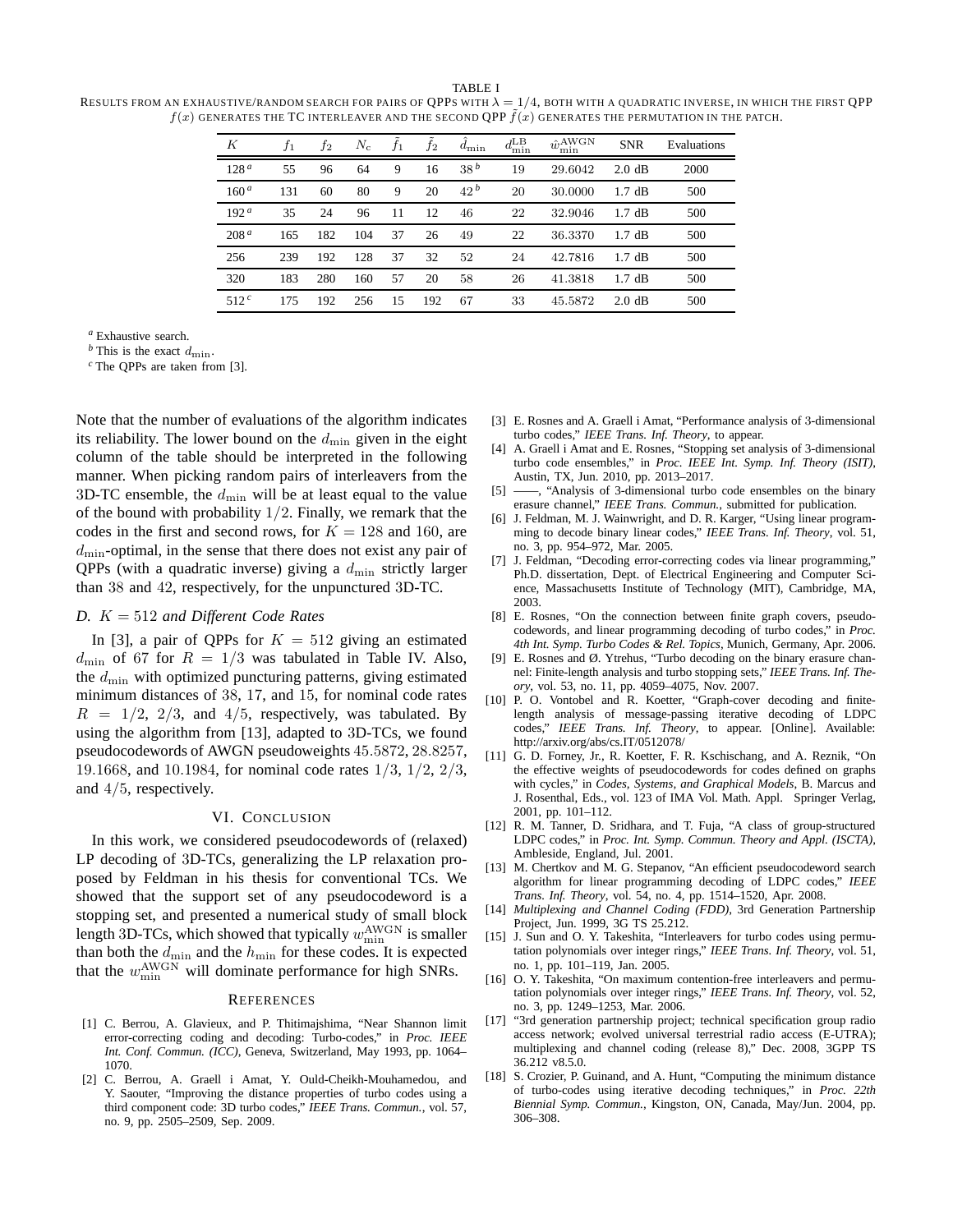TABLE I

RESULTS FROM AN EXHAUSTIVE/RANDOM SEARCH FOR PAIRS OF QPPS WITH $\lambda = 1/4$, BOTH WITH A QUADRATIC INVERSE, IN WHICH THE FIRST QPP $f(x)$ GENERATES THE TC INTERLEAVER AND THE SECOND QPP $\tilde{f}(x)$ GENERATES THE PERMUTATION IN THE PATCH.

| $K$ | $f_1$ | $f_2$ | $N_c$ | $\tilde{f}_1$ | $\tilde{f}_2$ | $\hat{d}_{\min}$ | $d_{\min}^{\text{LB}}$ | $\hat{w}_{\min}^{\text{AWGN}}$ | SNR | Evaluations |
|---|---|---|---|---|---|---|---|---|---|---|
| 128 [a] | 55 | 96 | 64 | 9 | 16 | 38 [b] | 19 | 29.6042 | 2.0 dB | 2000 |
| 160 [a] | 131 | 60 | 80 | 9 | 20 | 42 [b] | 20 | 30.0000 | 1.7 dB | 500 |
| 192 [a] | 35 | 24 | 96 | 11 | 12 | 46 | 22 | 32.9046 | 1.7 dB | 500 |
| 208 [a] | 165 | 182 | 104 | 37 | 26 | 49 | 22 | 36.3370 | 1.7 dB | 500 |
| 256 | 239 | 192 | 128 | 37 | 32 | 52 | 24 | 42.7816 | 1.7 dB | 500 |
| 320 | 183 | 280 | 160 | 57 | 20 | 58 | 26 | 41.3818 | 1.7 dB | 500 |
| 512 [c] | 175 | 192 | 256 | 15 | 192 | 67 | 33 | 45.5872 | 2.0 dB | 500 |

[a] Exhaustive search.
[b] This is the exact $d_{\min}$.
[c] The QPPs are taken from [3].

Note that the number of evaluations of the algorithm indicates its reliability. The lower bound on the $d_{\min}$ given in the eight column of the table should be interpreted in the following manner. When picking random pairs of interleavers from the 3D-TC ensemble, the $d_{\min}$ will be at least equal to the value of the bound with probability $1/2$. Finally, we remark that the codes in the first and second row, for $K = 128$ and $160$, are $d_{\min}$-optimal, in the sense that there does not exist any pair of QPPs (with a quadratic inverse) giving a $d_{\min}$ strictly larger than $38$ and $42$, respectively, for the unpunctured 3D-TC.

### *D. $K = 512$ and Different Code Rates*

In [3], a pair of QPPs for $K = 512$ giving an estimated $d_{\min}$ of $67$ for $R = 1/3$ was tabulated in Table IV. Also, the $d_{\min}$ with optimized puncturing patterns, giving estimated minimum distances of $38$, $17$, and $15$, for nominal code rates $R = 1/2$, $2/3$, and $4/5$, respectively, was tabulated. By using the algorithm from [13], adapted to 3D-TCs, we found pseudocodewords of AWGN pseudoweights $45.5872$, $28.8257$, $19.1668$, and $10.1984$, for nominal code rates $1/3$, $1/2$, $2/3$, and $4/5$, respectively.

## VI. CONCLUSION

In this work, we considered pseudocodewords of (relaxed) LP decoding of 3D-TCs, generalizing the LP relaxation proposed by Feldman in his thesis for conventional TCs. We showed that the support set of any pseudocodeword is a stopping set, and presented a numerical study of small block length 3D-TCs, which showed that typically $w_{\min}^{\text{AWGN}}$ is smaller than both the $d_{\min}$ and the $h_{\min}$ for these codes. It is expected that the $w_{\min}^{\text{AWGN}}$ will dominate performance for high SNRs.

## REFERENCES

[1] C. Berrou, A. Glavieux, and P. Thitimajshima, "Near Shannon limit error-correcting coding and decoding: Turbo-codes," in *Proc. IEEE Int. Conf. Commun. (ICC)*, Geneva, Switzerland, May 1993, pp. 1064–1070.

[2] C. Berrou, A. Graell i Amat, Y. Ould-Cheikh-Mouhamedou, and Y. Saouter, "Improving the distance properties of turbo codes using a third component code: 3D turbo codes," *IEEE Trans. Commun.*, vol. 57, no. 9, pp. 2505–2509, Sep. 2009.

[3] E. Rosnes and A. Graell i Amat, "Performance analysis of 3-dimensional turbo codes," *IEEE Trans. Inf. Theory*, to appear.

[4] A. Graell i Amat and E. Rosnes, "Stopping set analysis of 3-dimensional turbo code ensembles," in *Proc. IEEE Int. Symp. Inf. Theory (ISIT)*, Austin, TX, Jun. 2010, pp. 2013–2017.

[5] ——, "Analysis of 3-dimensional turbo code ensembles on the binary erasure channel," *IEEE Trans. Commun.*, submitted for publication.

[6] J. Feldman, M. J. Wainwright, and D. R. Karger, "Using linear programming to decode binary linear codes," *IEEE Trans. Inf. Theory*, vol. 51, no. 3, pp. 954–972, Mar. 2005.

[7] J. Feldman, "Decoding error-correcting codes via linear programming," Ph.D. dissertation, Dept. of Electrical Engineering and Computer Science, Massachusetts Institute of Technology (MIT), Cambridge, MA, 2003.

[8] E. Rosnes, "On the connection between finite graph covers, pseudo-codewords, and linear programming decoding of turbo codes," in *Proc. 4th Int. Symp. Turbo Codes & Rel. Topics*, Munich, Germany, Apr. 2006.

[9] E. Rosnes and Ø. Ytrehus, "Turbo decoding on the binary erasure channel: Finite-length analysis and turbo stopping sets," *IEEE Trans. Inf. Theory*, vol. 53, no. 11, pp. 4059–4075, Nov. 2007.

[10] P. O. Vontobel and R. Koetter, "Graph-cover decoding and finite-length analysis of message-passing iterative decoding of LDPC codes," *IEEE Trans. Inf. Theory*, to appear. [Online]. Available: http://arxiv.org/abs/cs.IT/0512078/

[11] G. D. Forney, Jr., R. Koetter, F. R. Kschischang, and A. Reznik, "On the effective weights of pseudocodewords for codes defined on graphs with cycles," in *Codes, Systems, and Graphical Models*, B. Marcus and J. Rosenthal, Eds., vol. 123 of IMA Vol. Math. Appl. Springer Verlag, 2001, pp. 101–112.

[12] R. M. Tanner, D. Sridhara, and T. Fuja, "A class of group-structured LDPC codes," in *Proc. Int. Symp. Commun. Theory and Appl. (ISCTA)*, Ambleside, England, Jul. 2001.

[13] M. Chertkov and M. G. Stepanov, "An efficient pseudocodeword search algorithm for linear programming decoding of LDPC codes," *IEEE Trans. Inf. Theory*, vol. 54, no. 4, pp. 1514–1520, Apr. 2008.

[14] *Multiplexing and Channel Coding (FDD)*, 3rd Generation Partnership Project, Jun. 1999, 3G TS 25.212.

[15] J. Sun and O. Y. Takeshita, "Interleavers for turbo codes using permutation polynomials over integer rings," *IEEE Trans. Inf. Theory*, vol. 51, no. 1, pp. 101–119, Jan. 2005.

[16] O. Y. Takeshita, "On maximum contention-free interleavers and permutation polynomials over integer rings," *IEEE Trans. Inf. Theory*, vol. 52, no. 3, pp. 1249–1253, Mar. 2006.

[17] "3rd generation partnership project; technical specification group radio access network; evolved universal terrestrial radio access (E-UTRA); multiplexing and channel coding (release 8)," Dec. 2008, 3GPP TS 36.212 v8.5.0.

[18] S. Crozier, P. Guinand, and A. Hunt, "Computing the minimum distance of turbo-codes using iterative decoding techniques," in *Proc. 22th Biennial Symp. Commun.*, Kingston, ON, Canada, May/Jun. 2004, pp. 306–308.